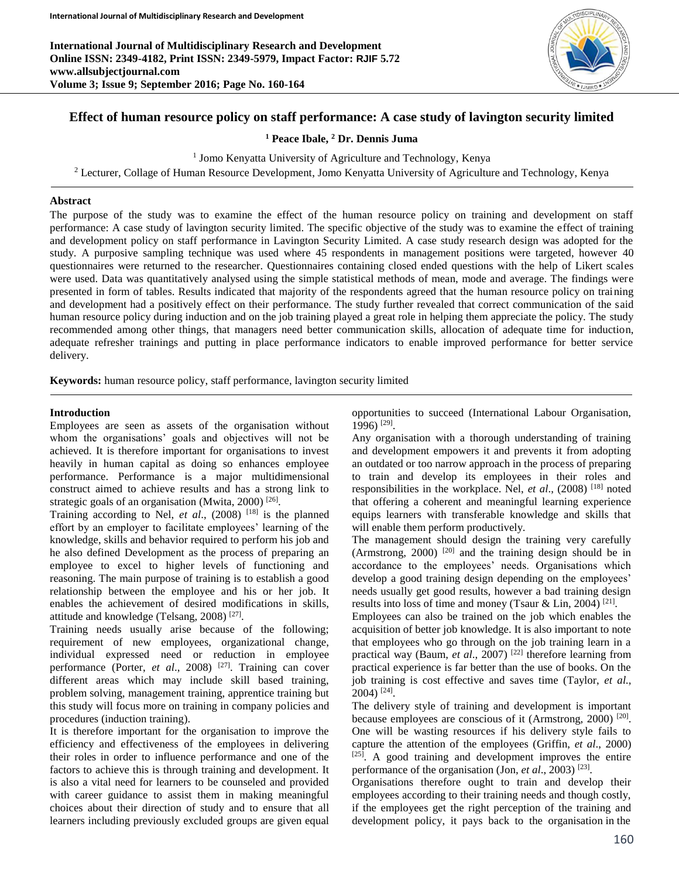# Effect of human resource policy on staff performance: A case study of lavington security limited

**[1] Peace Ibale, [2] Dr. Dennis Juma**

[1] Jomo Kenyatta University of Agriculture and Technology, Kenya

[2] Lecturer, Collage of Human Resource Development, Jomo Kenyatta University of Agriculture and Technology, Kenya

## Abstract

The purpose of the study was to examine the effect of the human resource policy on training and development on staff performance: A case study of lavington security limited. The specific objective of the study was to examine the effect of training and development policy on staff performance in Lavington Security Limited. A case study research design was adopted for the study. A purposive sampling technique was used where 45 respondents in management positions were targeted, however 40 questionnaires were returned to the researcher. Questionnaires containing closed ended questions with the help of Likert scales were used. Data was quantitatively analysed using the simple statistical methods of mean, mode and average. The findings were presented in form of tables. Results indicated that majority of the respondents agreed that the human resource policy on training and development had a positively effect on their performance. The study further revealed that correct communication of the said human resource policy during induction and on the job training played a great role in helping them appreciate the policy. The study recommended among other things, that managers need better communication skills, allocation of adequate time for induction, adequate refresher trainings and putting in place performance indicators to enable improved performance for better service delivery.

**Keywords:** human resource policy, staff performance, lavington security limited

## Introduction

Employees are seen as assets of the organisation without whom the organisations' goals and objectives will not be achieved. It is therefore important for organisations to invest heavily in human capital as doing so enhances employee performance. Performance is a major multidimensional construct aimed to achieve results and has a strong link to strategic goals of an organisation (Mwita, 2000) [26].

Training according to Nel, *et al*., (2008) [18] is the planned effort by an employer to facilitate employees' learning of the knowledge, skills and behavior required to perform his job and he also defined Development as the process of preparing an employee to excel to higher levels of functioning and reasoning. The main purpose of training is to establish a good relationship between the employee and his or her job. It enables the achievement of desired modifications in skills, attitude and knowledge (Telsang, 2008) [27].

Training needs usually arise because of the following; requirement of new employees, organizational change, individual expressed need or reduction in employee performance (Porter, *et al*., 2008) [27]. Training can cover different areas which may include skill based training, problem solving, management training, apprentice training but this study will focus more on training in company policies and procedures (induction training).

It is therefore important for the organisation to improve the efficiency and effectiveness of the employees in delivering their roles in order to influence performance and one of the factors to achieve this is through training and development. It is also a vital need for learners to be counseled and provided with career guidance to assist them in making meaningful choices about their direction of study and to ensure that all learners including previously excluded groups are given equal opportunities to succeed (International Labour Organisation, 1996) [29].

Any organisation with a thorough understanding of training and development empowers it and prevents it from adopting an outdated or too narrow approach in the process of preparing to train and develop its employees in their roles and responsibilities in the workplace. Nel, *et al*., (2008) [18] noted that offering a coherent and meaningful learning experience equips learners with transferable knowledge and skills that will enable them perform productively.

The management should design the training very carefully (Armstrong, 2000) [20] and the training design should be in accordance to the employees' needs. Organisations which develop a good training design depending on the employees' needs usually get good results, however a bad training design results into loss of time and money (Tsaur & Lin, 2004) [21].

Employees can also be trained on the job which enables the acquisition of better job knowledge. It is also important to note that employees who go through on the job training learn in a practical way (Baum, *et al*., 2007) [22] therefore learning from practical experience is far better than the use of books. On the job training is cost effective and saves time (Taylor, *et al.*, 2004) [24].

The delivery style of training and development is important because employees are conscious of it (Armstrong, 2000) [20]. One will be wasting resources if his delivery style fails to capture the attention of the employees (Griffin, *et al*., 2000) [25]. A good training and development improves the entire performance of the organisation (Jon, *et al*., 2003) [23].

Organisations therefore ought to train and develop their employees according to their training needs and though costly, if the employees get the right perception of the training and development policy, it pays back to the organisation in the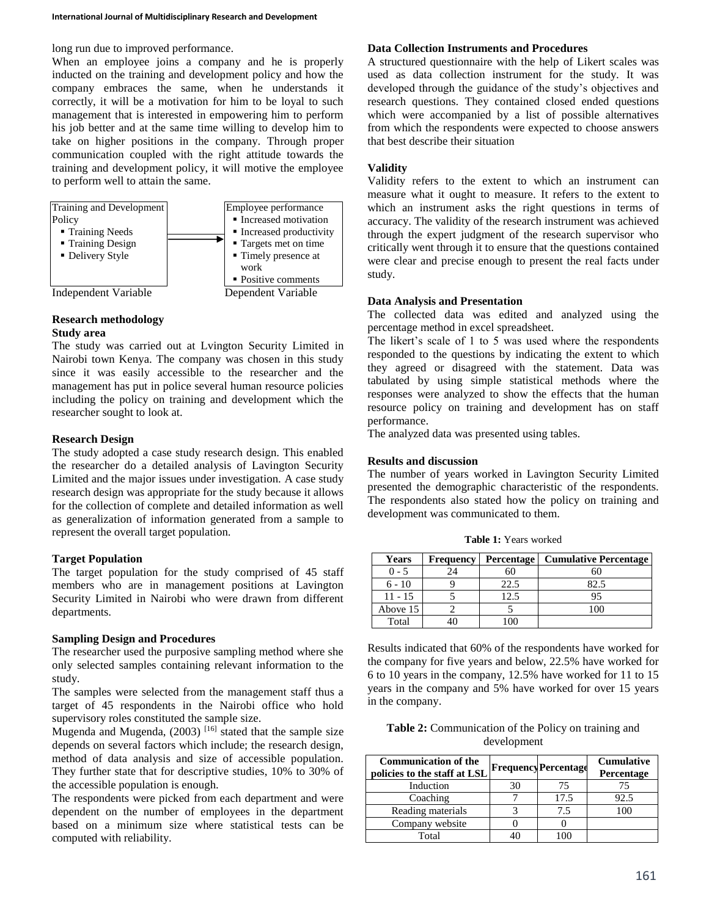long run due to improved performance.

When an employee joins a company and he is properly inducted on the training and development policy and how the company embraces the same, when he understands it correctly, it will be a motivation for him to be loyal to such management that is interested in empowering him to perform his job better and at the same time willing to develop him to take on higher positions in the company. Through proper communication coupled with the right attitude towards the training and development policy, it will motive the employee to perform well to attain the same.

| Training and Development Policy | → | Employee performance |
|---|---|---|
| ▪ Training Needs<br>▪ Training Design<br>▪ Delivery Style | | ▪ Increased motivation<br>▪ Increased productivity<br>▪ Targets met on time<br>▪ Timely presence at work<br>▪ Positive comments |
| Independent Variable | | Dependent Variable |

## Research methodology

### Study area

The study was carried out at Lvington Security Limited in Nairobi town Kenya. The company was chosen in this study since it was easily accessible to the researcher and the management has put in police several human resource policies including the policy on training and development which the researcher sought to look at.

### Research Design

The study adopted a case study research design. This enabled the researcher do a detailed analysis of Lavington Security Limited and the major issues under investigation. A case study research design was appropriate for the study because it allows for the collection of complete and detailed information as well as generalization of information generated from a sample to represent the overall target population.

### Target Population

The target population for the study comprised of 45 staff members who are in management positions at Lavington Security Limited in Nairobi who were drawn from different departments.

### Sampling Design and Procedures

The researcher used the purposive sampling method where she only selected samples containing relevant information to the study.

The samples were selected from the management staff thus a target of 45 respondents in the Nairobi office who hold supervisory roles constituted the sample size.

Mugenda and Mugenda, (2003) [16] stated that the sample size depends on several factors which include; the research design, method of data analysis and size of accessible population. They further state that for descriptive studies, 10% to 30% of the accessible population is enough.

The respondents were picked from each department and were dependent on the number of employees in the department based on a minimum size where statistical tests can be computed with reliability.

### Data Collection Instruments and Procedures

A structured questionnaire with the help of Likert scales was used as data collection instrument for the study. It was developed through the guidance of the study's objectives and research questions. They contained closed ended questions which were accompanied by a list of possible alternatives from which the respondents were expected to choose answers that best describe their situation

### Validity

Validity refers to the extent to which an instrument can measure what it ought to measure. It refers to the extent to which an instrument asks the right questions in terms of accuracy. The validity of the research instrument was achieved through the expert judgment of the research supervisor who critically went through it to ensure that the questions contained were clear and precise enough to present the real facts under study.

### Data Analysis and Presentation

The collected data was edited and analyzed using the percentage method in excel spreadsheet.

The likert's scale of 1 to 5 was used where the respondents responded to the questions by indicating the extent to which they agreed or disagreed with the statement. Data was tabulated by using simple statistical methods where the responses were analyzed to show the effects that the human resource policy on training and development has on staff performance.

The analyzed data was presented using tables.

## Results and discussion

The number of years worked in Lavington Security Limited presented the demographic characteristic of the respondents. The respondents also stated how the policy on training and development was communicated to them.

**Table 1:** Years worked

| Years | Frequency | Percentage | Cumulative Percentage |
|---|---|---|---|
| 0 - 5 | 24 | 60 | 60 |
| 6 - 10 | 9 | 22.5 | 82.5 |
| 11 - 15 | 5 | 12.5 | 95 |
| Above 15 | 2 | 5 | 100 |
| Total | 40 | 100 | |

Results indicated that 60% of the respondents have worked for the company for five years and below, 22.5% have worked for 6 to 10 years in the company, 12.5% have worked for 11 to 15 years in the company and 5% have worked for over 15 years in the company.

**Table 2:** Communication of the Policy on training and development

| Communication of the policies to the staff at LSL | Frequency | Percentage | Cumulative Percentage |
|---|---|---|---|
| Induction | 30 | 75 | 75 |
| Coaching | 7 | 17.5 | 92.5 |
| Reading materials | 3 | 7.5 | 100 |
| Company website | 0 | 0 | |
| Total | 40 | 100 | |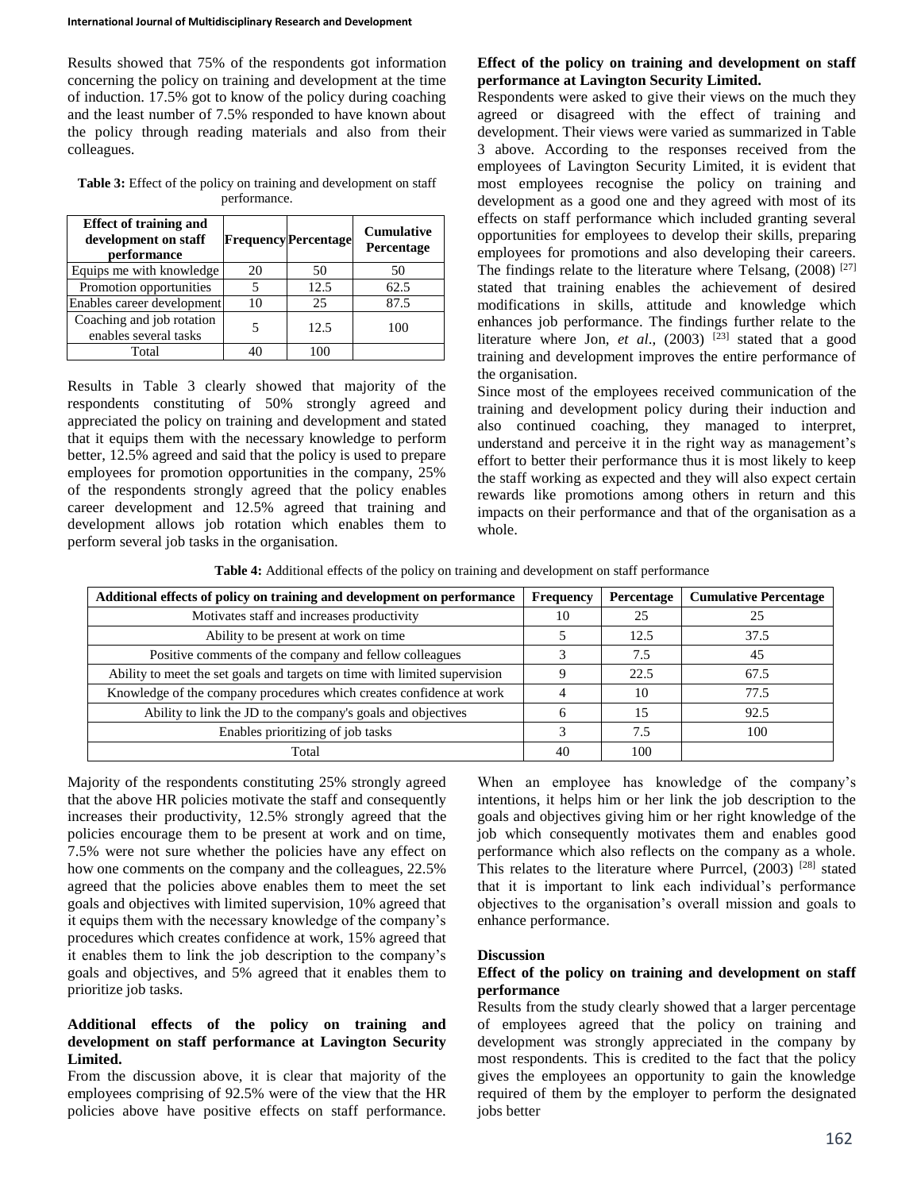Results showed that 75% of the respondents got information concerning the policy on training and development at the time of induction. 17.5% got to know of the policy during coaching and the least number of 7.5% responded to have known about the policy through reading materials and also from their colleagues.

**Table 3:** Effect of the policy on training and development on staff performance.

| Effect of training and development on staff performance | Frequency | Percentage | Cumulative Percentage |
|---|---|---|---|
| Equips me with knowledge | 20 | 50 | 50 |
| Promotion opportunities | 5 | 12.5 | 62.5 |
| Enables career development | 10 | 25 | 87.5 |
| Coaching and job rotation enables several tasks | 5 | 12.5 | 100 |
| Total | 40 | 100 | |

Results in Table 3 clearly showed that majority of the respondents constituting of 50% strongly agreed and appreciated the policy on training and development and stated that it equips them with the necessary knowledge to perform better, 12.5% agreed and said that the policy is used to prepare employees for promotion opportunities in the company, 25% of the respondents strongly agreed that the policy enables career development and 12.5% agreed that training and development allows job rotation which enables them to perform several job tasks in the organisation.

**Effect of the policy on training and development on staff performance at Lavington Security Limited.**

Respondents were asked to give their views on the much they agreed or disagreed with the effect of training and development. Their views were varied as summarized in Table 3 above. According to the responses received from the employees of Lavington Security Limited, it is evident that most employees recognise the policy on training and development as a good one and they agreed with most of its effects on staff performance which included granting several opportunities for employees to develop their skills, preparing employees for promotions and also developing their careers. The findings relate to the literature where Telsang, (2008) [27] stated that training enables the achievement of desired modifications in skills, attitude and knowledge which enhances job performance. The findings further relate to the literature where Jon, *et al*., (2003) [23] stated that a good training and development improves the entire performance of the organisation.

Since most of the employees received communication of the training and development policy during their induction and also continued coaching, they managed to interpret, understand and perceive it in the right way as management's effort to better their performance thus it is most likely to keep the staff working as expected and they will also expect certain rewards like promotions among others in return and this impacts on their performance and that of the organisation as a whole.

**Table 4:** Additional effects of the policy on training and development on staff performance

| Additional effects of policy on training and development on performance | Frequency | Percentage | Cumulative Percentage |
|---|---|---|---|
| Motivates staff and increases productivity | 10 | 25 | 25 |
| Ability to be present at work on time | 5 | 12.5 | 37.5 |
| Positive comments of the company and fellow colleagues | 3 | 7.5 | 45 |
| Ability to meet the set goals and targets on time with limited supervision | 9 | 22.5 | 67.5 |
| Knowledge of the company procedures which creates confidence at work | 4 | 10 | 77.5 |
| Ability to link the JD to the company's goals and objectives | 6 | 15 | 92.5 |
| Enables prioritizing of job tasks | 3 | 7.5 | 100 |
| Total | 40 | 100 | |

Majority of the respondents constituting 25% strongly agreed that the above HR policies motivate the staff and consequently increases their productivity, 12.5% strongly agreed that the policies encourage them to be present at work and on time, 7.5% were not sure whether the policies have any effect on how one comments on the company and the colleagues, 22.5% agreed that the policies above enables them to meet the set goals and objectives with limited supervision, 10% agreed that it equips them with the necessary knowledge of the company's procedures which creates confidence at work, 15% agreed that it enables them to link the job description to the company's goals and objectives, and 5% agreed that it enables them to prioritize job tasks.

**Additional effects of the policy on training and development on staff performance at Lavington Security Limited.**

From the discussion above, it is clear that majority of the employees comprising of 92.5% were of the view that the HR policies above have positive effects on staff performance. When an employee has knowledge of the company's intentions, it helps him or her link the job description to the goals and objectives giving him or her right knowledge of the job which consequently motivates them and enables good performance which also reflects on the company as a whole. This relates to the literature where Purrcel, (2003) [28] stated that it is important to link each individual's performance objectives to the organisation's overall mission and goals to enhance performance.

## Discussion

### Effect of the policy on training and development on staff performance

Results from the study clearly showed that a larger percentage of employees agreed that the policy on training and development was strongly appreciated in the company by most respondents. This is credited to the fact that the policy gives the employees an opportunity to gain the knowledge required of them by the employer to perform the designated jobs better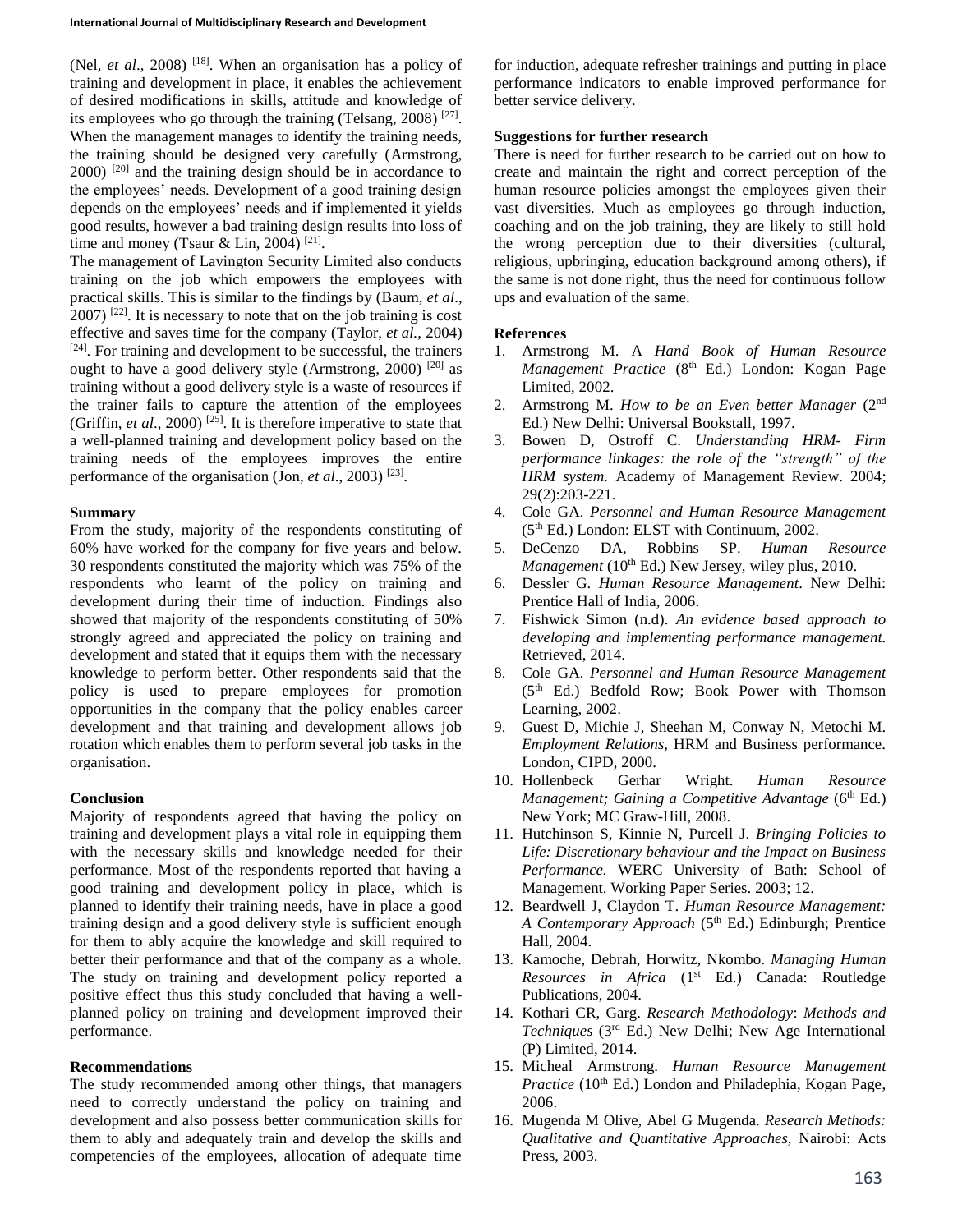(Nel, *et al*., 2008) [18]. When an organisation has a policy of training and development in place, it enables the achievement of desired modifications in skills, attitude and knowledge of its employees who go through the training (Telsang, 2008) [27]. When the management manages to identify the training needs, the training should be designed very carefully (Armstrong, 2000) [20] and the training design should be in accordance to the employees' needs. Development of a good training design depends on the employees' needs and if implemented it yields good results, however a bad training design results into loss of time and money (Tsaur & Lin, 2004) [21].

The management of Lavington Security Limited also conducts training on the job which empowers the employees with practical skills. This is similar to the findings by (Baum, *et al*., 2007) [22]. It is necessary to note that on the job training is cost effective and saves time for the company (Taylor, *et al.,* 2004) [24]. For training and development to be successful, the trainers ought to have a good delivery style (Armstrong, 2000) [20] as training without a good delivery style is a waste of resources if the trainer fails to capture the attention of the employees (Griffin, *et al*., 2000) [25]. It is therefore imperative to state that a well-planned training and development policy based on the training needs of the employees improves the entire performance of the organisation (Jon, *et al*., 2003) [23].

## Summary

From the study, majority of the respondents constituting of 60% have worked for the company for five years and below. 30 respondents constituted the majority which was 75% of the respondents who learnt of the policy on training and development during their time of induction. Findings also showed that majority of the respondents constituting of 50% strongly agreed and appreciated the policy on training and development and stated that it equips them with the necessary knowledge to perform better. Other respondents said that the policy is used to prepare employees for promotion opportunities in the company that the policy enables career development and that training and development allows job rotation which enables them to perform several job tasks in the organisation.

## Conclusion

Majority of respondents agreed that having the policy on training and development plays a vital role in equipping them with the necessary skills and knowledge needed for their performance. Most of the respondents reported that having a good training and development policy in place, which is planned to identify their training needs, have in place a good training design and a good delivery style is sufficient enough for them to ably acquire the knowledge and skill required to better their performance and that of the company as a whole. The study on training and development policy reported a positive effect thus this study concluded that having a well-planned policy on training and development improved their performance.

## Recommendations

The study recommended among other things, that managers need to correctly understand the policy on training and development and also possess better communication skills for them to ably and adequately train and develop the skills and competencies of the employees, allocation of adequate time for induction, adequate refresher trainings and putting in place performance indicators to enable improved performance for better service delivery.

## Suggestions for further research

There is need for further research to be carried out on how to create and maintain the right and correct perception of the human resource policies amongst the employees given their vast diversities. Much as employees go through induction, coaching and on the job training, they are likely to still hold the wrong perception due to their diversities (cultural, religious, upbringing, education background among others), if the same is not done right, thus the need for continuous follow ups and evaluation of the same.

## References

1. Armstrong M. A *Hand Book of Human Resource Management Practice* (8th Ed.) London: Kogan Page Limited, 2002.
2. Armstrong M. *How to be an Even better Manager* (2nd Ed.) New Delhi: Universal Bookstall, 1997.
3. Bowen D, Ostroff C. *Understanding HRM- Firm performance linkages: the role of the "strength" of the HRM system.* Academy of Management Review. 2004; 29(2):203-221.
4. Cole GA. *Personnel and Human Resource Management* (5th Ed.) London: ELST with Continuum, 2002.
5. DeCenzo DA, Robbins SP. *Human Resource Management* (10th Ed.) New Jersey, wiley plus, 2010.
6. Dessler G. *Human Resource Management*. New Delhi: Prentice Hall of India, 2006.
7. Fishwick Simon (n.d). *An evidence based approach to developing and implementing performance management.* Retrieved, 2014.
8. Cole GA. *Personnel and Human Resource Management* (5th Ed.) Bedfold Row; Book Power with Thomson Learning, 2002.
9. Guest D, Michie J, Sheehan M, Conway N, Metochi M. *Employment Relations*, HRM and Business performance. London, CIPD, 2000.
10. Hollenbeck Gerhar Wright. *Human Resource Management; Gaining a Competitive Advantage* (6th Ed.) New York; MC Graw-Hill, 2008.
11. Hutchinson S, Kinnie N, Purcell J. *Bringing Policies to Life: Discretionary behaviour and the Impact on Business Performance.* WERC University of Bath: School of Management. Working Paper Series. 2003; 12.
12. Beardwell J, Claydon T. *Human Resource Management: A Contemporary Approach* (5th Ed.) Edinburgh; Prentice Hall, 2004.
13. Kamoche, Debrah, Horwitz, Nkombo. *Managing Human Resources in Africa* (1st Ed.) Canada: Routledge Publications, 2004.
14. Kothari CR, Garg. *Research Methodology*: *Methods and Techniques* (3rd Ed.) New Delhi; New Age International (P) Limited, 2014.
15. Micheal Armstrong. *Human Resource Management Practice* (10th Ed.) London and Philadephia, Kogan Page, 2006.
16. Mugenda M Olive, Abel G Mugenda. *Research Methods: Qualitative and Quantitative Approaches,* Nairobi: Acts Press, 2003.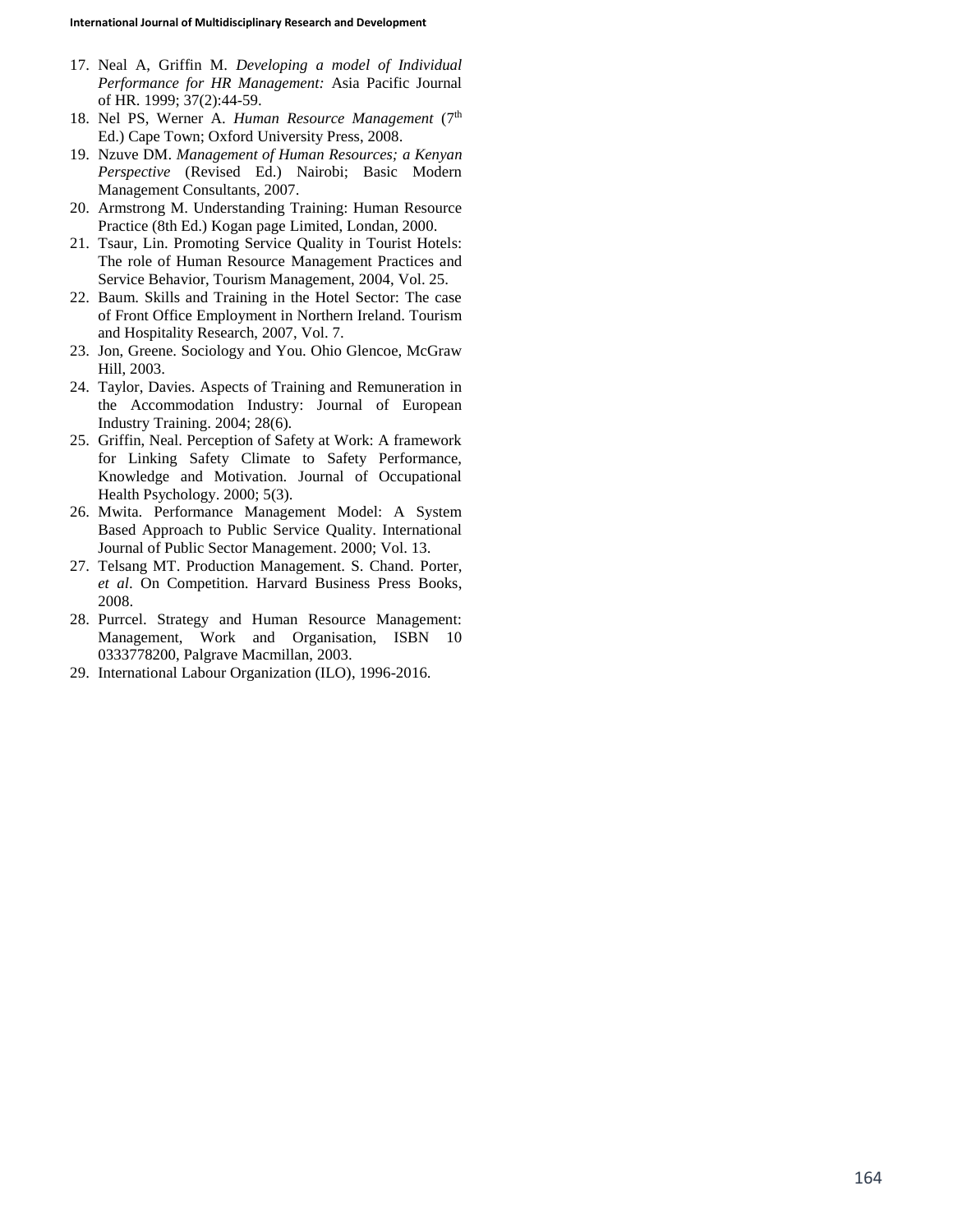17. Neal A, Griffin M. *Developing a model of Individual Performance for HR Management:* Asia Pacific Journal of HR. 1999; 37(2):44-59.
18. Nel PS, Werner A. *Human Resource Management* (7th Ed.) Cape Town; Oxford University Press, 2008.
19. Nzuve DM. *Management of Human Resources; a Kenyan Perspective* (Revised Ed.) Nairobi; Basic Modern Management Consultants, 2007.
20. Armstrong M. Understanding Training: Human Resource Practice (8th Ed.) Kogan page Limited, Londan, 2000.
21. Tsaur, Lin. Promoting Service Quality in Tourist Hotels: The role of Human Resource Management Practices and Service Behavior, Tourism Management, 2004, Vol. 25.
22. Baum. Skills and Training in the Hotel Sector: The case of Front Office Employment in Northern Ireland. Tourism and Hospitality Research, 2007, Vol. 7.
23. Jon, Greene. Sociology and You. Ohio Glencoe, McGraw Hill, 2003.
24. Taylor, Davies. Aspects of Training and Remuneration in the Accommodation Industry: Journal of European Industry Training. 2004; 28(6).
25. Griffin, Neal. Perception of Safety at Work: A framework for Linking Safety Climate to Safety Performance, Knowledge and Motivation. Journal of Occupational Health Psychology. 2000; 5(3).
26. Mwita. Performance Management Model: A System Based Approach to Public Service Quality. International Journal of Public Sector Management. 2000; Vol. 13.
27. Telsang MT. Production Management. S. Chand. Porter, *et al*. On Competition. Harvard Business Press Books, 2008.
28. Purrcel. Strategy and Human Resource Management: Management, Work and Organisation, ISBN 10 0333778200, Palgrave Macmillan, 2003.
29. International Labour Organization (ILO), 1996-2016.